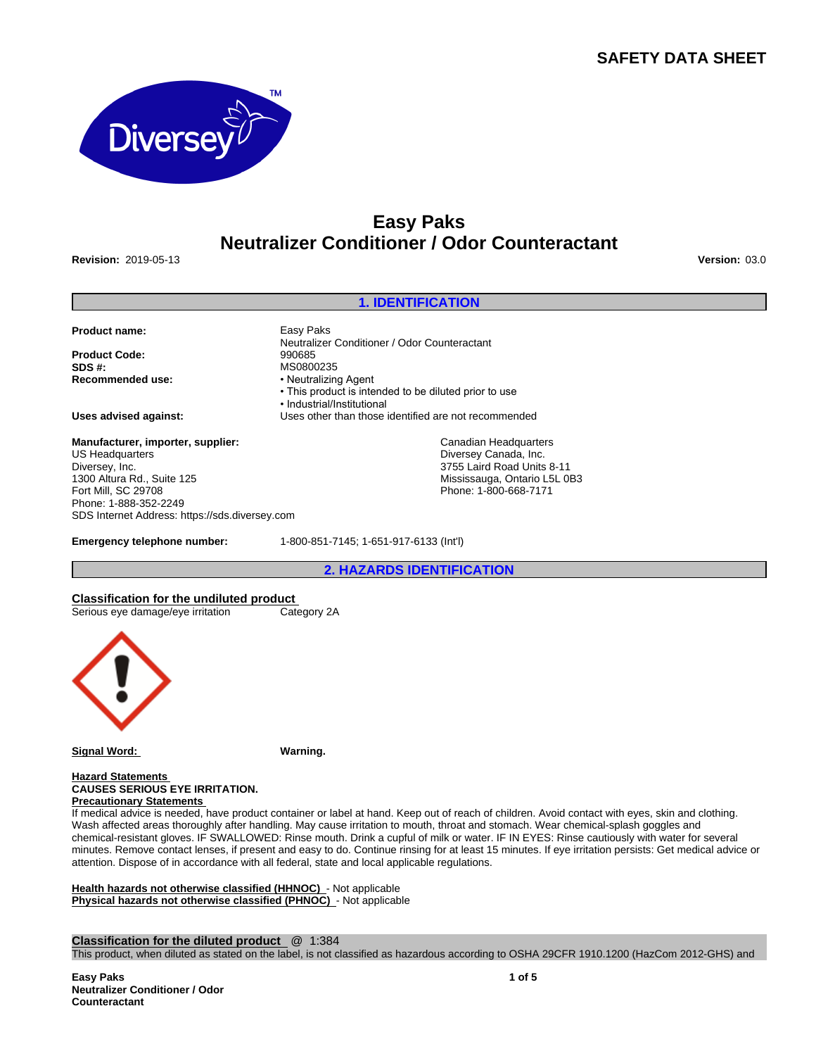# SAFETY DATA SHEET

## Easy Paks
## Neutralizer Conditioner / Odor Counteractant

**Revision:** 2019-05-13

**Version:** 03.0

## 1. IDENTIFICATION

**Product name:** Easy Paks
Neutralizer Conditioner / Odor Counteractant

**Product Code:** 990685

**SDS #:** MS0800235

**Recommended use:**
- Neutralizing Agent
- This product is intended to be diluted prior to use
- Industrial/Institutional

**Uses advised against:** Uses other than those identified are not recommended

**Manufacturer, importer, supplier:**
US Headquarters
Diversey, Inc.
1300 Altura Rd., Suite 125
Fort Mill, SC 29708
Phone: 1-888-352-2249
SDS Internet Address: https://sds.diversey.com

Canadian Headquarters
Diversey Canada, Inc.
3755 Laird Road Units 8-11
Mississauga, Ontario L5L 0B3
Phone: 1-800-668-7171

**Emergency telephone number:** 1-800-851-7145; 1-651-917-6133 (Int'l)

## 2. HAZARDS IDENTIFICATION

**Classification for the undiluted product**

Serious eye damage/eye irritation — Category 2A

**Signal Word:** **Warning.**

**Hazard Statements**

**CAUSES SERIOUS EYE IRRITATION.**

**Precautionary Statements**

If medical advice is needed, have product container or label at hand. Keep out of reach of children. Avoid contact with eyes, skin and clothing. Wash affected areas thoroughly after handling. May cause irritation to mouth, throat and stomach. Wear chemical-splash goggles and chemical-resistant gloves. IF SWALLOWED: Rinse mouth. Drink a cupful of milk or water. IF IN EYES: Rinse cautiously with water for several minutes. Remove contact lenses, if present and easy to do. Continue rinsing for at least 15 minutes. If eye irritation persists: Get medical advice or attention. Dispose of in accordance with all federal, state and local applicable regulations.

**Health hazards not otherwise classified (HHNOC)** - Not applicable
**Physical hazards not otherwise classified (PHNOC)** - Not applicable

**Classification for the diluted product** @ 1:384

This product, when diluted as stated on the label, is not classified as hazardous according to OSHA 29CFR 1910.1200 (HazCom 2012-GHS) and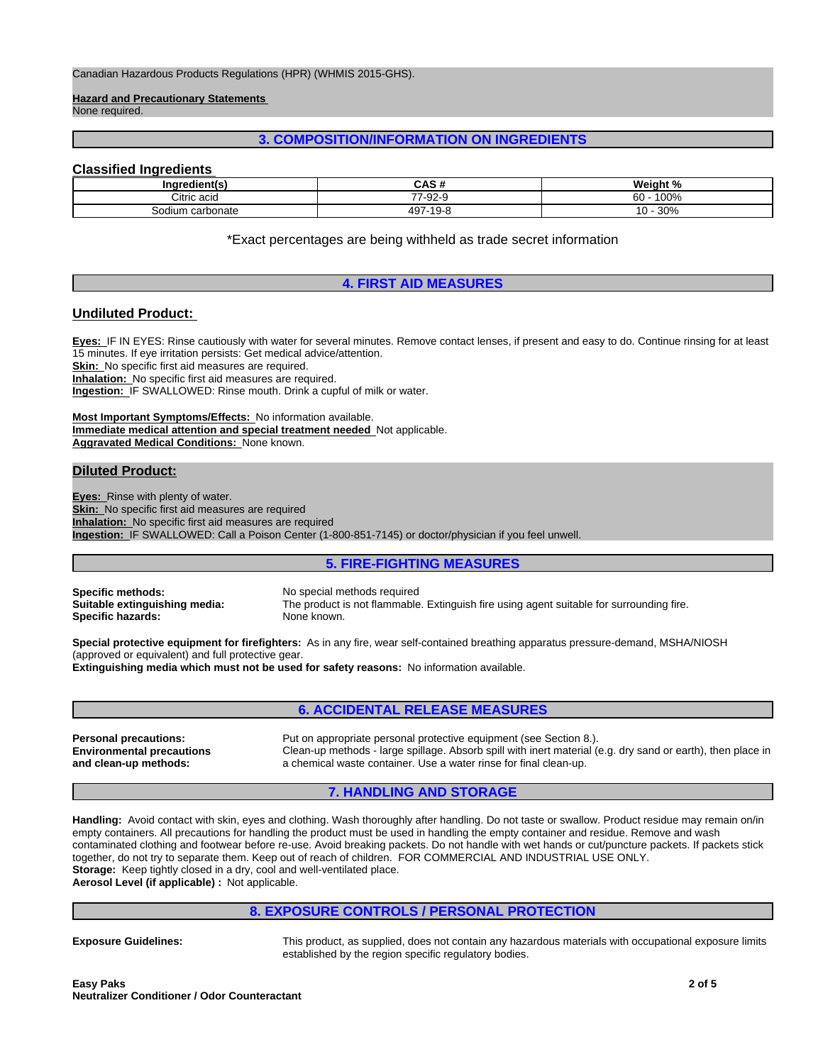Canadian Hazardous Products Regulations (HPR) (WHMIS 2015-GHS).

**Hazard and Precautionary Statements**
None required.

## 3. COMPOSITION/INFORMATION ON INGREDIENTS

### Classified Ingredients

| Ingredient(s) | CAS # | Weight % |
|---|---|---|
| Citric acid | 77-92-9 | 60 - 100% |
| Sodium carbonate | 497-19-8 | 10 - 30% |

*Exact percentages are being withheld as trade secret information

## 4. FIRST AID MEASURES

### Undiluted Product:

**Eyes:** IF IN EYES: Rinse cautiously with water for several minutes. Remove contact lenses, if present and easy to do. Continue rinsing for at least 15 minutes. If eye irritation persists: Get medical advice/attention.
**Skin:** No specific first aid measures are required.
**Inhalation:** No specific first aid measures are required.
**Ingestion:** IF SWALLOWED: Rinse mouth. Drink a cupful of milk or water.

**Most Important Symptoms/Effects:** No information available.
**Immediate medical attention and special treatment needed** Not applicable.
**Aggravated Medical Conditions:** None known.

### Diluted Product:

**Eyes:** Rinse with plenty of water.
**Skin:** No specific first aid measures are required
**Inhalation:** No specific first aid measures are required
**Ingestion:** IF SWALLOWED: Call a Poison Center (1-800-851-7145) or doctor/physician if you feel unwell.

## 5. FIRE-FIGHTING MEASURES

**Specific methods:** No special methods required
**Suitable extinguishing media:** The product is not flammable. Extinguish fire using agent suitable for surrounding fire.
**Specific hazards:** None known.

**Special protective equipment for firefighters:** As in any fire, wear self-contained breathing apparatus pressure-demand, MSHA/NIOSH (approved or equivalent) and full protective gear.
**Extinguishing media which must not be used for safety reasons:** No information available.

## 6. ACCIDENTAL RELEASE MEASURES

**Personal precautions:** Put on appropriate personal protective equipment (see Section 8.).
**Environmental precautions and clean-up methods:** Clean-up methods - large spillage. Absorb spill with inert material (e.g. dry sand or earth), then place in a chemical waste container. Use a water rinse for final clean-up.

## 7. HANDLING AND STORAGE

**Handling:** Avoid contact with skin, eyes and clothing. Wash thoroughly after handling. Do not taste or swallow. Product residue may remain on/in empty containers. All precautions for handling the product must be used in handling the empty container and residue. Remove and wash contaminated clothing and footwear before re-use. Avoid breaking packets. Do not handle with wet hands or cut/puncture packets. If packets stick together, do not try to separate them. Keep out of reach of children. FOR COMMERCIAL AND INDUSTRIAL USE ONLY.
**Storage:** Keep tightly closed in a dry, cool and well-ventilated place.
**Aerosol Level (if applicable) :** Not applicable.

## 8. EXPOSURE CONTROLS / PERSONAL PROTECTION

**Exposure Guidelines:** This product, as supplied, does not contain any hazardous materials with occupational exposure limits established by the region specific regulatory bodies.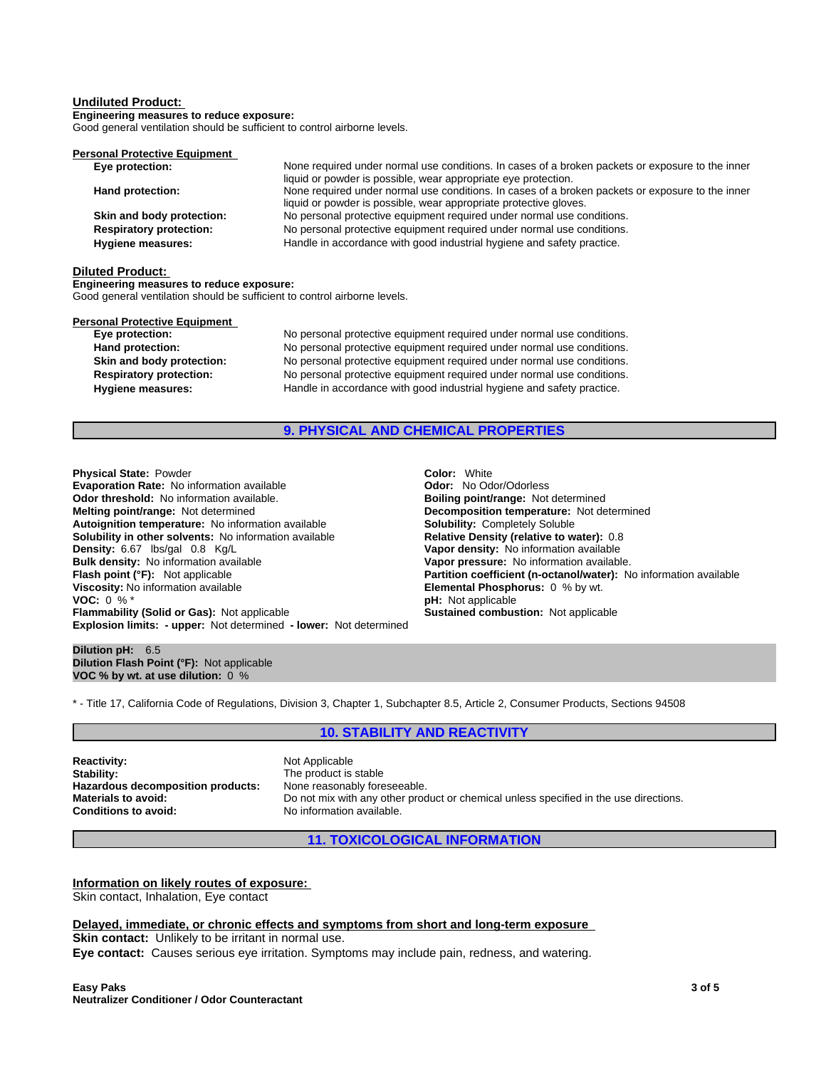## Undiluted Product:

**Engineering measures to reduce exposure:**
Good general ventilation should be sufficient to control airborne levels.

### Personal Protective Equipment

| | |
|---|---|
| **Eye protection:** | None required under normal use conditions. In cases of a broken packets or exposure to the inner liquid or powder is possible, wear appropriate eye protection. |
| **Hand protection:** | None required under normal use conditions. In cases of a broken packets or exposure to the inner liquid or powder is possible, wear appropriate protective gloves. |
| **Skin and body protection:** | No personal protective equipment required under normal use conditions. |
| **Respiratory protection:** | No personal protective equipment required under normal use conditions. |
| **Hygiene measures:** | Handle in accordance with good industrial hygiene and safety practice. |

## Diluted Product:

**Engineering measures to reduce exposure:**
Good general ventilation should be sufficient to control airborne levels.

### Personal Protective Equipment

| | |
|---|---|
| **Eye protection:** | No personal protective equipment required under normal use conditions. |
| **Hand protection:** | No personal protective equipment required under normal use conditions. |
| **Skin and body protection:** | No personal protective equipment required under normal use conditions. |
| **Respiratory protection:** | No personal protective equipment required under normal use conditions. |
| **Hygiene measures:** | Handle in accordance with good industrial hygiene and safety practice. |

## 9. PHYSICAL AND CHEMICAL PROPERTIES

**Physical State:** Powder
**Evaporation Rate:** No information available
**Odor threshold:** No information available.
**Melting point/range:** Not determined
**Autoignition temperature:** No information available
**Solubility in other solvents:** No information available
**Density:** 6.67 lbs/gal 0.8 Kg/L
**Bulk density:** No information available
**Flash point (°F):** Not applicable
**Viscosity:** No information available
**VOC:** 0 % *
**Flammability (Solid or Gas):** Not applicable
**Explosion limits: - upper:** Not determined **- lower:** Not determined

**Color:** White
**Odor:** No Odor/Odorless
**Boiling point/range:** Not determined
**Decomposition temperature:** Not determined
**Solubility:** Completely Soluble
**Relative Density (relative to water):** 0.8
**Vapor density:** No information available
**Vapor pressure:** No information available.
**Partition coefficient (n-octanol/water):** No information available
**Elemental Phosphorus:** 0 % by wt.
**pH:** Not applicable
**Sustained combustion:** Not applicable

**Dilution pH:** 6.5
**Dilution Flash Point (°F):** Not applicable
**VOC % by wt. at use dilution:** 0 %

* - Title 17, California Code of Regulations, Division 3, Chapter 1, Subchapter 8.5, Article 2, Consumer Products, Sections 94508

## 10. STABILITY AND REACTIVITY

| | |
|---|---|
| **Reactivity:** | Not Applicable |
| **Stability:** | The product is stable |
| **Hazardous decomposition products:** | None reasonably foreseeable. |
| **Materials to avoid:** | Do not mix with any other product or chemical unless specified in the use directions. |
| **Conditions to avoid:** | No information available. |

## 11. TOXICOLOGICAL INFORMATION

### Information on likely routes of exposure:

Skin contact, Inhalation, Eye contact

### Delayed, immediate, or chronic effects and symptoms from short and long-term exposure

**Skin contact:** Unlikely to be irritant in normal use.
**Eye contact:** Causes serious eye irritation. Symptoms may include pain, redness, and watering.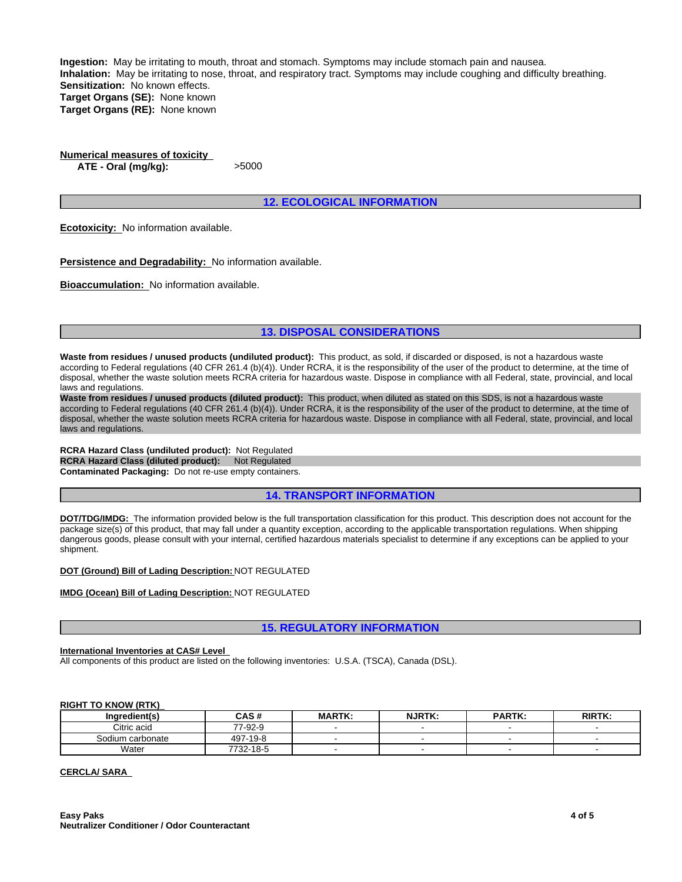**Ingestion:** May be irritating to mouth, throat and stomach. Symptoms may include stomach pain and nausea.
**Inhalation:** May be irritating to nose, throat, and respiratory tract. Symptoms may include coughing and difficulty breathing.
**Sensitization:** No known effects.
**Target Organs (SE):** None known
**Target Organs (RE):** None known

**Numerical measures of toxicity**

**ATE - Oral (mg/kg):** >5000

## 12. ECOLOGICAL INFORMATION

**Ecotoxicity:** No information available.

**Persistence and Degradability:** No information available.

**Bioaccumulation:** No information available.

## 13. DISPOSAL CONSIDERATIONS

**Waste from residues / unused products (undiluted product):** This product, as sold, if discarded or disposed, is not a hazardous waste according to Federal regulations (40 CFR 261.4 (b)(4)). Under RCRA, it is the responsibility of the user of the product to determine, at the time of disposal, whether the waste solution meets RCRA criteria for hazardous waste. Dispose in compliance with all Federal, state, provincial, and local laws and regulations.

**Waste from residues / unused products (diluted product):** This product, when diluted as stated on this SDS, is not a hazardous waste according to Federal regulations (40 CFR 261.4 (b)(4)). Under RCRA, it is the responsibility of the user of the product to determine, at the time of disposal, whether the waste solution meets RCRA criteria for hazardous waste. Dispose in compliance with all Federal, state, provincial, and local laws and regulations.

**RCRA Hazard Class (undiluted product):** Not Regulated
**RCRA Hazard Class (diluted product):** Not Regulated
**Contaminated Packaging:** Do not re-use empty containers.

## 14. TRANSPORT INFORMATION

**DOT/TDG/IMDG:** The information provided below is the full transportation classification for this product. This description does not account for the package size(s) of this product, that may fall under a quantity exception, according to the applicable transportation regulations. When shipping dangerous goods, please consult with your internal, certified hazardous materials specialist to determine if any exceptions can be applied to your shipment.

**DOT (Ground) Bill of Lading Description:** NOT REGULATED

**IMDG (Ocean) Bill of Lading Description:** NOT REGULATED

## 15. REGULATORY INFORMATION

**International Inventories at CAS# Level**

All components of this product are listed on the following inventories: U.S.A. (TSCA), Canada (DSL).

**RIGHT TO KNOW (RTK)**

| Ingredient(s) | CAS # | MARTK: | NJRTK: | PARTK: | RIRTK: |
|---|---|---|---|---|---|
| Citric acid | 77-92-9 | - | - | - | - |
| Sodium carbonate | 497-19-8 | - | - | - | - |
| Water | 7732-18-5 | - | - | - | - |

**CERCLA/ SARA**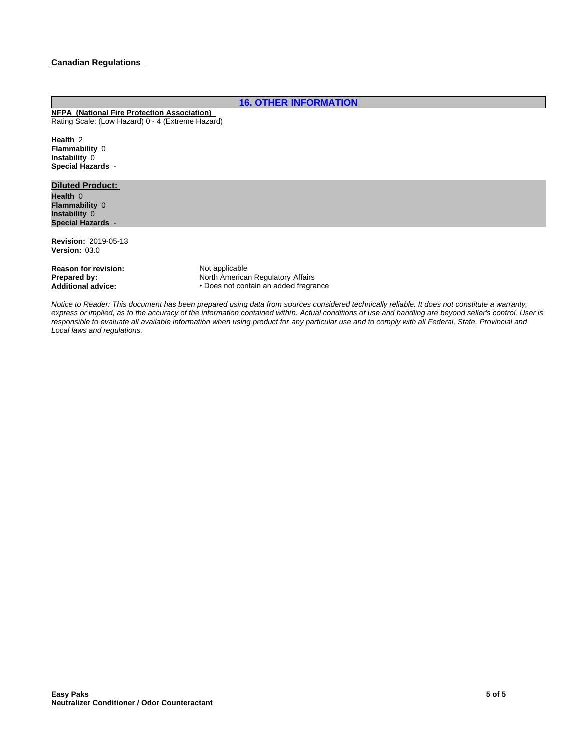**Canadian Regulations**

## 16. OTHER INFORMATION

**NFPA (National Fire Protection Association)**
Rating Scale: (Low Hazard) 0 - 4 (Extreme Hazard)

**Health** 2
**Flammability** 0
**Instability** 0
**Special Hazards** -

**Diluted Product:**
**Health** 0
**Flammability** 0
**Instability** 0
**Special Hazards** -

**Revision:** 2019-05-13
**Version:** 03.0

**Reason for revision:** Not applicable
**Prepared by:** North American Regulatory Affairs
**Additional advice:** • Does not contain an added fragrance

*Notice to Reader: This document has been prepared using data from sources considered technically reliable. It does not constitute a warranty, express or implied, as to the accuracy of the information contained within. Actual conditions of use and handling are beyond seller's control. User is responsible to evaluate all available information when using product for any particular use and to comply with all Federal, State, Provincial and Local laws and regulations.*